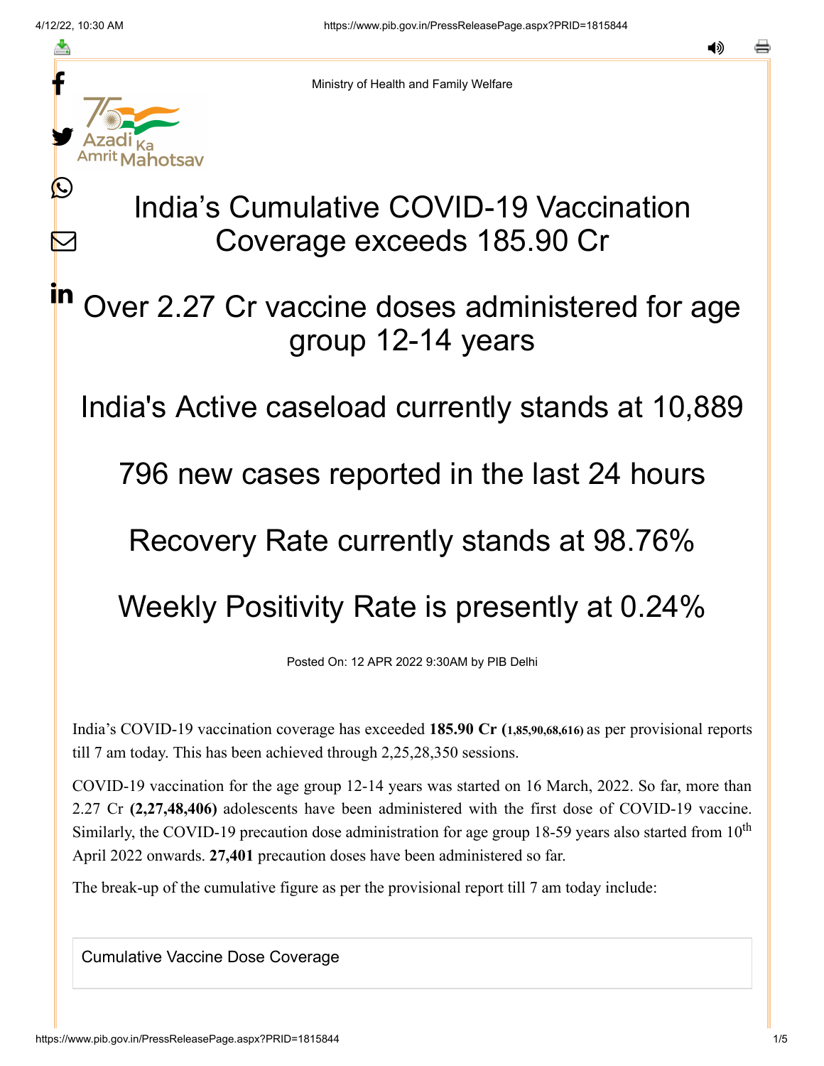Ministry of Health and Family Welfare

# India's Cumulative COVID-19 Vaccination Coverage exceeds 185.90 Cr

## Over 2.27 Cr vaccine doses administered for age group 12-14 years

## India's Active caseload currently stands at 10,889

## 796 new cases reported in the last 24 hours

## Recovery Rate currently stands at 98.76%

## Weekly Positivity Rate is presently at 0.24%

Posted On: 12 APR 2022 9:30AM by PIB Delhi

India's COVID-19 vaccination coverage has exceeded **185.90 Cr (1,85,90,68,616)** as per provisional reports till 7 am today. This has been achieved through 2,25,28,350 sessions.

COVID-19 vaccination for the age group 12-14 years was started on 16 March, 2022. So far, more than 2.27 Cr **(2,27,48,406)** adolescents have been administered with the first dose of COVID-19 vaccine. Similarly, the COVID-19 precaution dose administration for age group 18-59 years also started from 10th April 2022 onwards. **27,401** precaution doses have been administered so far.

The break-up of the cumulative figure as per the provisional report till 7 am today include:

| Cumulative Vaccine Dose Coverage |
|---|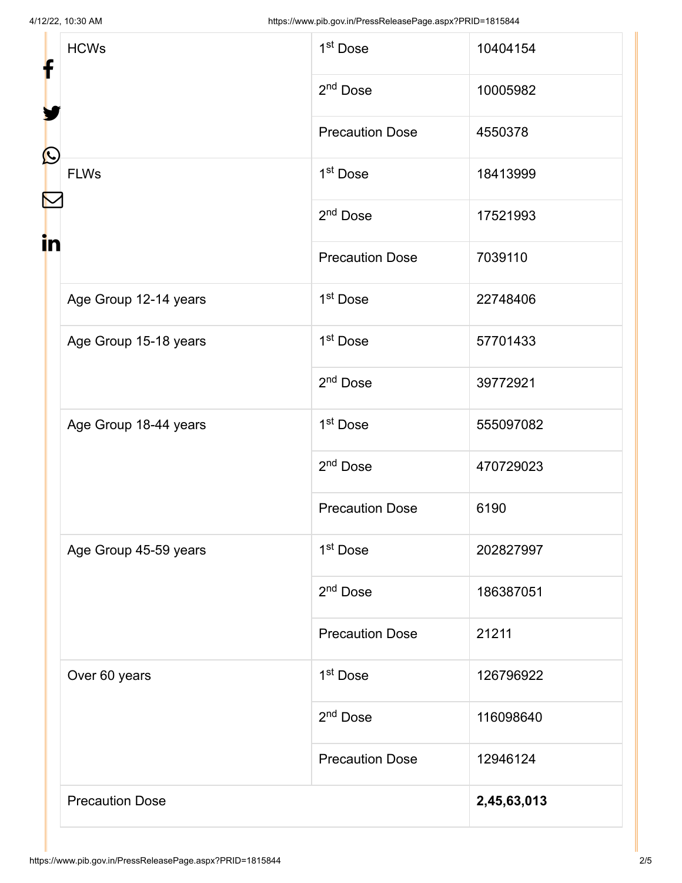| | | |
|---|---|---|
| HCWs | 1st Dose | 10404154 |
| | 2nd Dose | 10005982 |
| | Precaution Dose | 4550378 |
| FLWs | 1st Dose | 18413999 |
| | 2nd Dose | 17521993 |
| | Precaution Dose | 7039110 |
| Age Group 12-14 years | 1st Dose | 22748406 |
| Age Group 15-18 years | 1st Dose | 57701433 |
| | 2nd Dose | 39772921 |
| Age Group 18-44 years | 1st Dose | 555097082 |
| | 2nd Dose | 470729023 |
| | Precaution Dose | 6190 |
| Age Group 45-59 years | 1st Dose | 202827997 |
| | 2nd Dose | 186387051 |
| | Precaution Dose | 21211 |
| Over 60 years | 1st Dose | 126796922 |
| | 2nd Dose | 116098640 |
| | Precaution Dose | 12946124 |
| Precaution Dose | | **2,45,63,013** |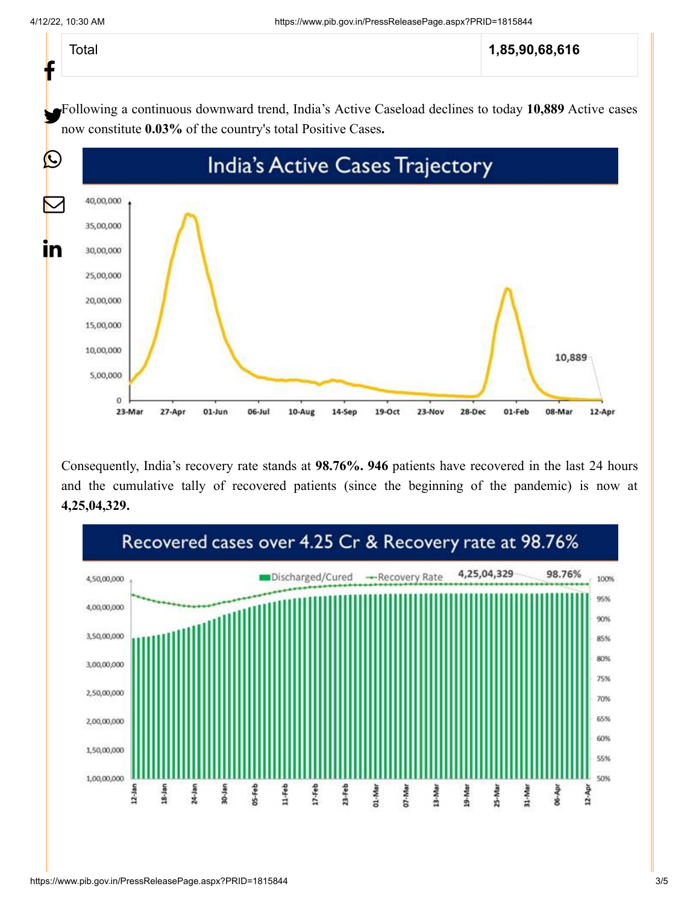| Total | 1,85,90,68,616 |
|---|---|

Following a continuous downward trend, India's Active Caseload declines to today **10,889** Active cases now constitute **0.03%** of the country's total Positive Cases**.**

Consequently, India's recovery rate stands at **98.76%. 946** patients have recovered in the last 24 hours and the cumulative tally of recovered patients (since the beginning of the pandemic) is now at **4,25,04,329.**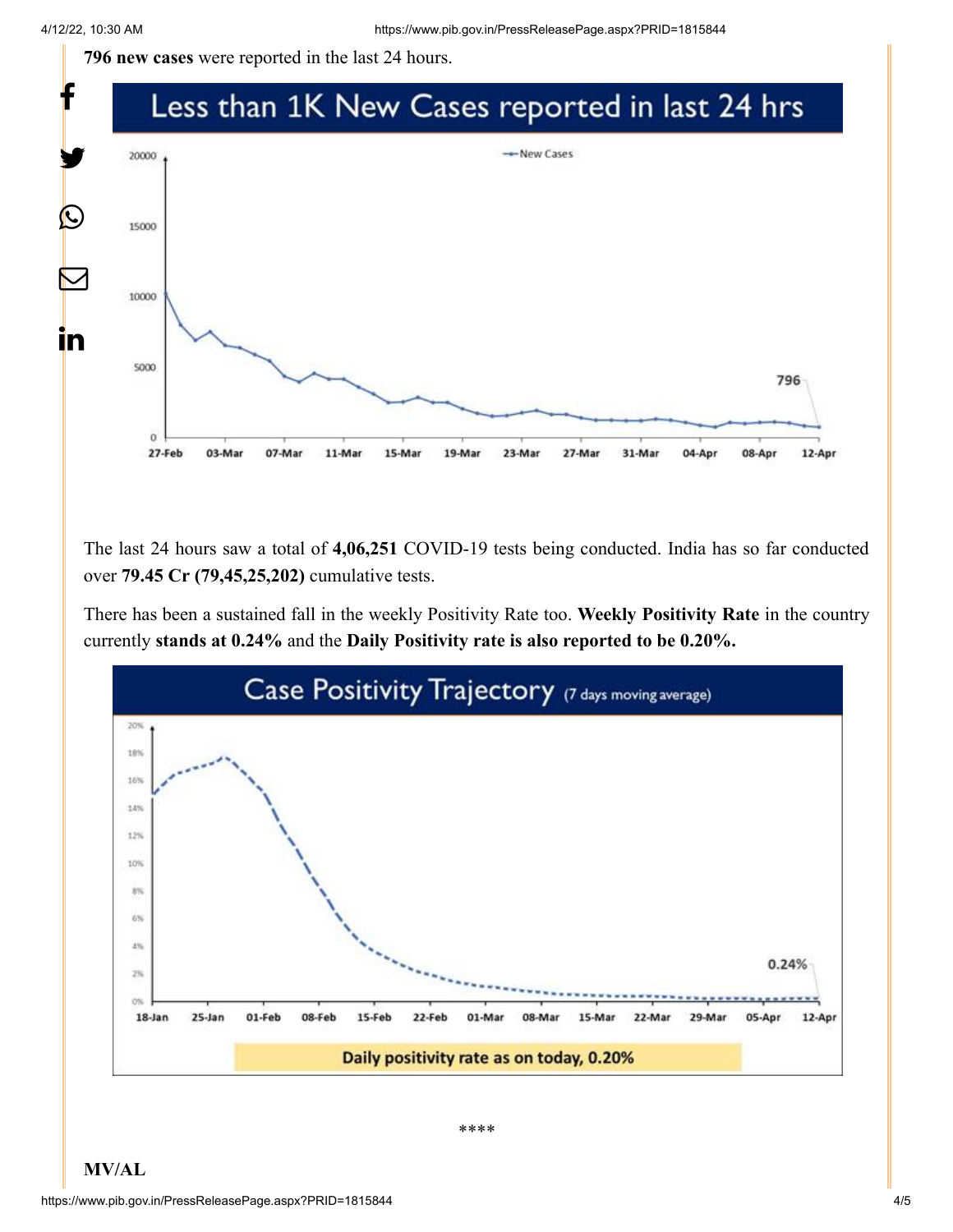**796 new cases** were reported in the last 24 hours.

The last 24 hours saw a total of **4,06,251** COVID-19 tests being conducted. India has so far conducted over **79.45 Cr (79,45,25,202)** cumulative tests.

There has been a sustained fall in the weekly Positivity Rate too. **Weekly Positivity Rate** in the country currently **stands at 0.24%** and the **Daily Positivity rate is also reported to be 0.20%.**

****

**MV/AL**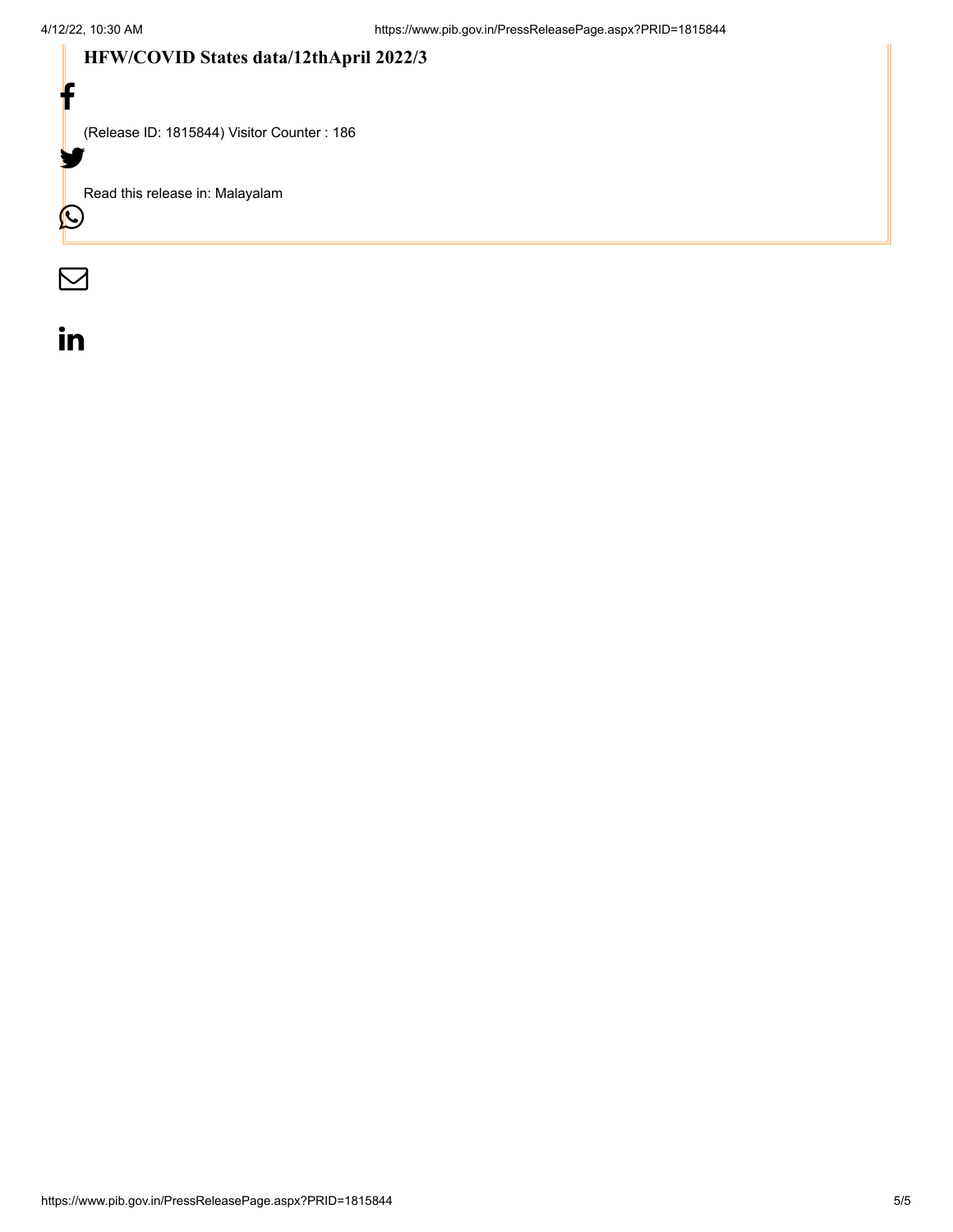**HFW/COVID States data/12thApril 2022/3**

(Release ID: 1815844) Visitor Counter : 186

Read this release in: Malayalam